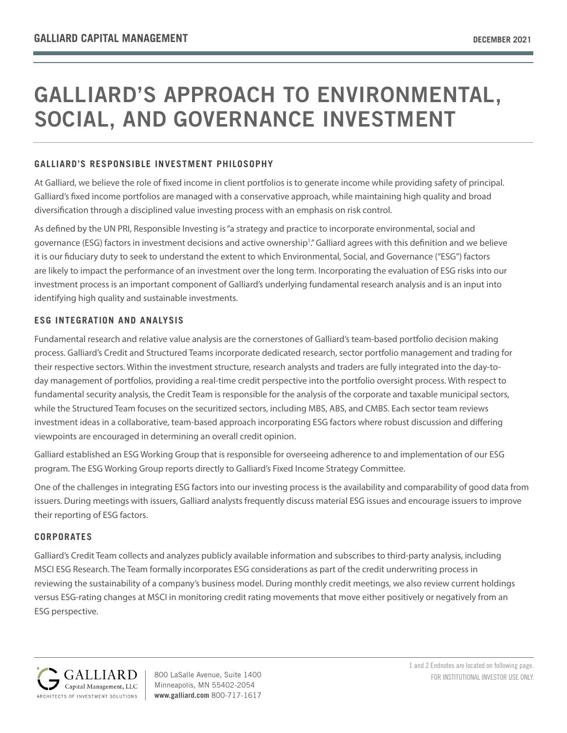# GALLIARD'S APPROACH TO ENVIRONMENTAL, SOCIAL, AND GOVERNANCE INVESTMENT

## GALLIARD'S RESPONSIBLE INVESTMENT PHILOSOPHY

At Galliard, we believe the role of fixed income in client portfolios is to generate income while providing safety of principal. Galliard's fixed income portfolios are managed with a conservative approach, while maintaining high quality and broad diversification through a disciplined value investing process with an emphasis on risk control.

As defined by the UN PRI, Responsible Investing is "a strategy and practice to incorporate environmental, social and governance (ESG) factors in investment decisions and active ownership[1]." Galliard agrees with this definition and we believe it is our fiduciary duty to seek to understand the extent to which Environmental, Social, and Governance ("ESG") factors are likely to impact the performance of an investment over the long term. Incorporating the evaluation of ESG risks into our investment process is an important component of Galliard's underlying fundamental research analysis and is an input into identifying high quality and sustainable investments.

## ESG INTEGRATION AND ANALYSIS

Fundamental research and relative value analysis are the cornerstones of Galliard's team-based portfolio decision making process. Galliard's Credit and Structured Teams incorporate dedicated research, sector portfolio management and trading for their respective sectors. Within the investment structure, research analysts and traders are fully integrated into the day-to-day management of portfolios, providing a real-time credit perspective into the portfolio oversight process. With respect to fundamental security analysis, the Credit Team is responsible for the analysis of the corporate and taxable municipal sectors, while the Structured Team focuses on the securitized sectors, including MBS, ABS, and CMBS. Each sector team reviews investment ideas in a collaborative, team-based approach incorporating ESG factors where robust discussion and differing viewpoints are encouraged in determining an overall credit opinion.

Galliard established an ESG Working Group that is responsible for overseeing adherence to and implementation of our ESG program. The ESG Working Group reports directly to Galliard's Fixed Income Strategy Committee.

One of the challenges in integrating ESG factors into our investing process is the availability and comparability of good data from issuers. During meetings with issuers, Galliard analysts frequently discuss material ESG issues and encourage issuers to improve their reporting of ESG factors.

## CORPORATES

Galliard's Credit Team collects and analyzes publicly available information and subscribes to third-party analysis, including MSCI ESG Research. The Team formally incorporates ESG considerations as part of the credit underwriting process in reviewing the sustainability of a company's business model. During monthly credit meetings, we also review current holdings versus ESG-rating changes at MSCI in monitoring credit rating movements that move either positively or negatively from an ESG perspective.

1 and 2 Endnotes are located on following page.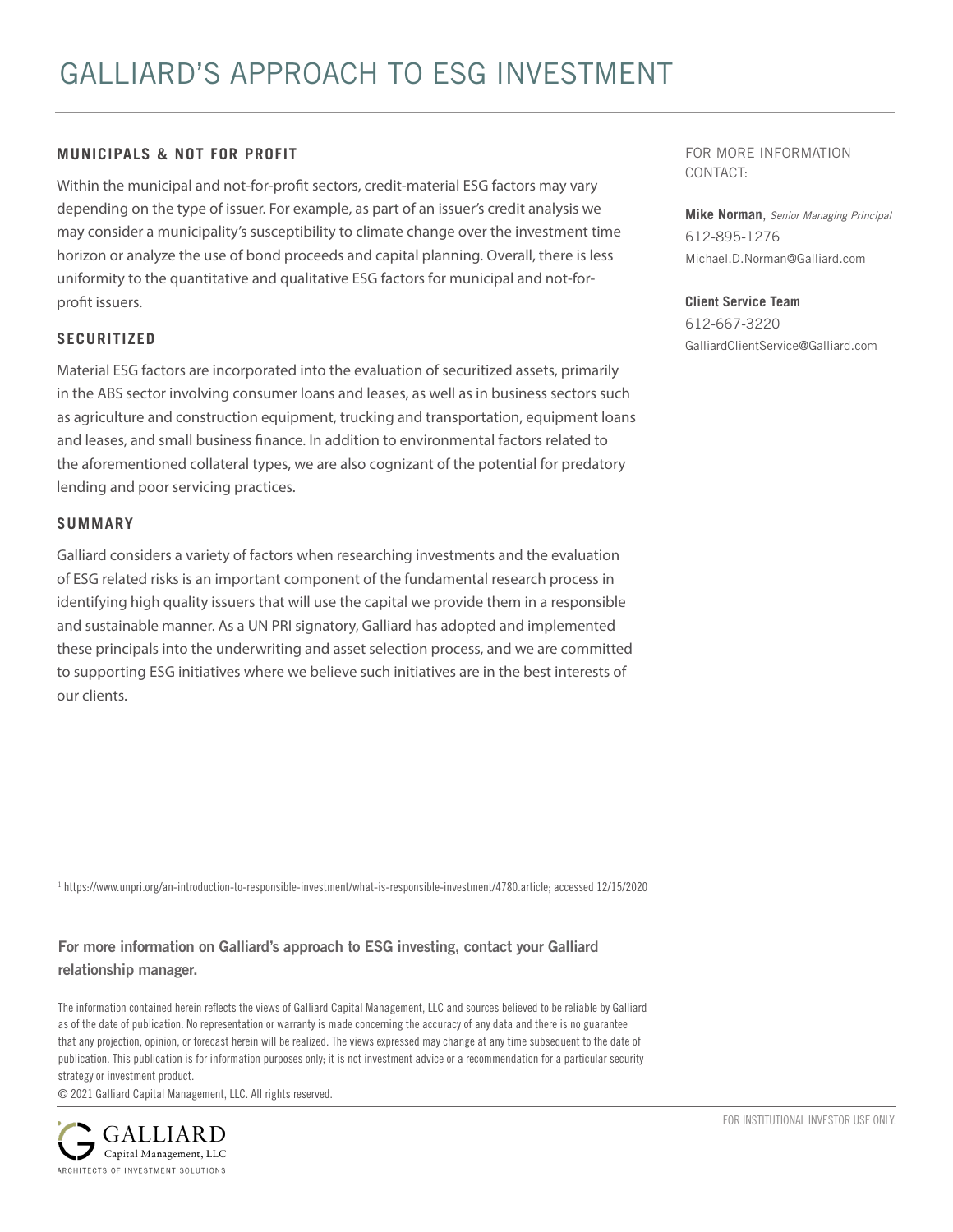## MUNICIPALS & NOT FOR PROFIT

Within the municipal and not-for-profit sectors, credit-material ESG factors may vary depending on the type of issuer. For example, as part of an issuer's credit analysis we may consider a municipality's susceptibility to climate change over the investment time horizon or analyze the use of bond proceeds and capital planning. Overall, there is less uniformity to the quantitative and qualitative ESG factors for municipal and not-for-profit issuers.

## SECURITIZED

Material ESG factors are incorporated into the evaluation of securitized assets, primarily in the ABS sector involving consumer loans and leases, as well as in business sectors such as agriculture and construction equipment, trucking and transportation, equipment loans and leases, and small business finance. In addition to environmental factors related to the aforementioned collateral types, we are also cognizant of the potential for predatory lending and poor servicing practices.

## SUMMARY

Galliard considers a variety of factors when researching investments and the evaluation of ESG related risks is an important component of the fundamental research process in identifying high quality issuers that will use the capital we provide them in a responsible and sustainable manner. As a UN PRI signatory, Galliard has adopted and implemented these principals into the underwriting and asset selection process, and we are committed to supporting ESG initiatives where we believe such initiatives are in the best interests of our clients.

FOR MORE INFORMATION CONTACT:

**Mike Norman**, *Senior Managing Principal*
612-895-1276
Michael.D.Norman@Galliard.com

**Client Service Team**
612-667-3220
GalliardClientService@Galliard.com

[1] https://www.unpri.org/an-introduction-to-responsible-investment/what-is-responsible-investment/4780.article; accessed 12/15/2020

**For more information on Galliard's approach to ESG investing, contact your Galliard relationship manager.**

The information contained herein reflects the views of Galliard Capital Management, LLC and sources believed to be reliable by Galliard as of the date of publication. No representation or warranty is made concerning the accuracy of any data and there is no guarantee that any projection, opinion, or forecast herein will be realized. The views expressed may change at any time subsequent to the date of publication. This publication is for information purposes only; it is not investment advice or a recommendation for a particular security strategy or investment product.

© 2021 Galliard Capital Management, LLC. All rights reserved.

GALLIARD
Capital Management, LLC
ARCHITECTS OF INVESTMENT SOLUTIONS

FOR INSTITUTIONAL INVESTOR USE ONLY.